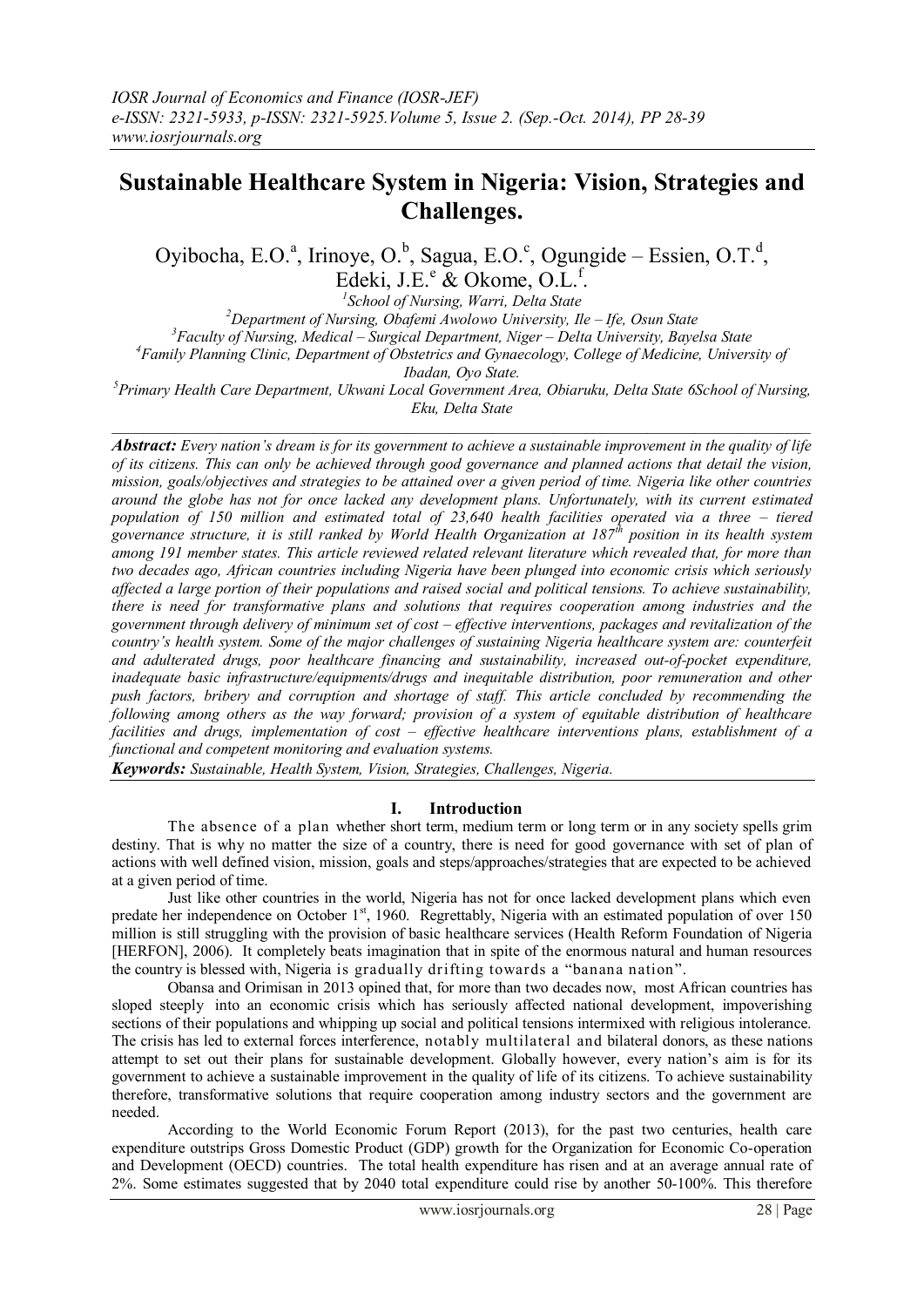# Sustainable Healthcare System in Nigeria: Vision, Strategies and Challenges.

Oyibocha, E.O.[a], Irinoye, O.[b], Sagua, E.O.[c], Ogungide – Essien, O.T.[d], Edeki, J.E.[e] & Okome, O.L.[f].

[1]School of Nursing, Warri, Delta State
[2]Department of Nursing, Obafemi Awolowo University, Ile – Ife, Osun State
[3]Faculty of Nursing, Medical – Surgical Department, Niger – Delta University, Bayelsa State
[4]Family Planning Clinic, Department of Obstetrics and Gynaecology, College of Medicine, University of Ibadan, Oyo State.
[5]Primary Health Care Department, Ukwani Local Government Area, Obiaruku, Delta State 6School of Nursing, Eku, Delta State

***Abstract:*** *Every nation's dream is for its government to achieve a sustainable improvement in the quality of life of its citizens. This can only be achieved through good governance and planned actions that detail the vision, mission, goals/objectives and strategies to be attained over a given period of time. Nigeria like other countries around the globe has not for once lacked any development plans. Unfortunately, with its current estimated population of 150 million and estimated total of 23,640 health facilities operated via a three – tiered governance structure, it is still ranked by World Health Organization at 187th position in its health system among 191 member states. This article reviewed related relevant literature which revealed that, for more than two decades ago, African countries including Nigeria have been plunged into economic crisis which seriously affected a large portion of their populations and raised social and political tensions. To achieve sustainability, there is need for transformative plans and solutions that requires cooperation among industries and the government through delivery of minimum set of cost – effective interventions, packages and revitalization of the country's health system. Some of the major challenges of sustaining Nigeria healthcare system are: counterfeit and adulterated drugs, poor healthcare financing and sustainability, increased out-of-pocket expenditure, inadequate basic infrastructure/equipments/drugs and inequitable distribution, poor remuneration and other push factors, bribery and corruption and shortage of staff. This article concluded by recommending the following among others as the way forward; provision of a system of equitable distribution of healthcare facilities and drugs, implementation of cost – effective healthcare interventions plans, establishment of a functional and competent monitoring and evaluation systems.*

***Keywords:*** *Sustainable, Health System, Vision, Strategies, Challenges, Nigeria.*

## I. Introduction

The absence of a plan whether short term, medium term or long term or in any society spells grim destiny. That is why no matter the size of a country, there is need for good governance with set of plan of actions with well defined vision, mission, goals and steps/approaches/strategies that are expected to be achieved at a given period of time.

Just like other countries in the world, Nigeria has not for once lacked development plans which even predate her independence on October 1st, 1960. Regrettably, Nigeria with an estimated population of over 150 million is still struggling with the provision of basic healthcare services (Health Reform Foundation of Nigeria [HERFON], 2006). It completely beats imagination that in spite of the enormous natural and human resources the country is blessed with, Nigeria is gradually drifting towards a "banana nation".

Obansa and Orimisan in 2013 opined that, for more than two decades now, most African countries has sloped steeply into an economic crisis which has seriously affected national development, impoverishing sections of their populations and whipping up social and political tensions intermixed with religious intolerance. The crisis has led to external forces interference, notably multilateral and bilateral donors, as these nations attempt to set out their plans for sustainable development. Globally however, every nation's aim is for its government to achieve a sustainable improvement in the quality of life of its citizens. To achieve sustainability therefore, transformative solutions that require cooperation among industry sectors and the government are needed.

According to the World Economic Forum Report (2013), for the past two centuries, health care expenditure outstrips Gross Domestic Product (GDP) growth for the Organization for Economic Co-operation and Development (OECD) countries. The total health expenditure has risen and at an average annual rate of 2%. Some estimates suggested that by 2040 total expenditure could rise by another 50-100%. This therefore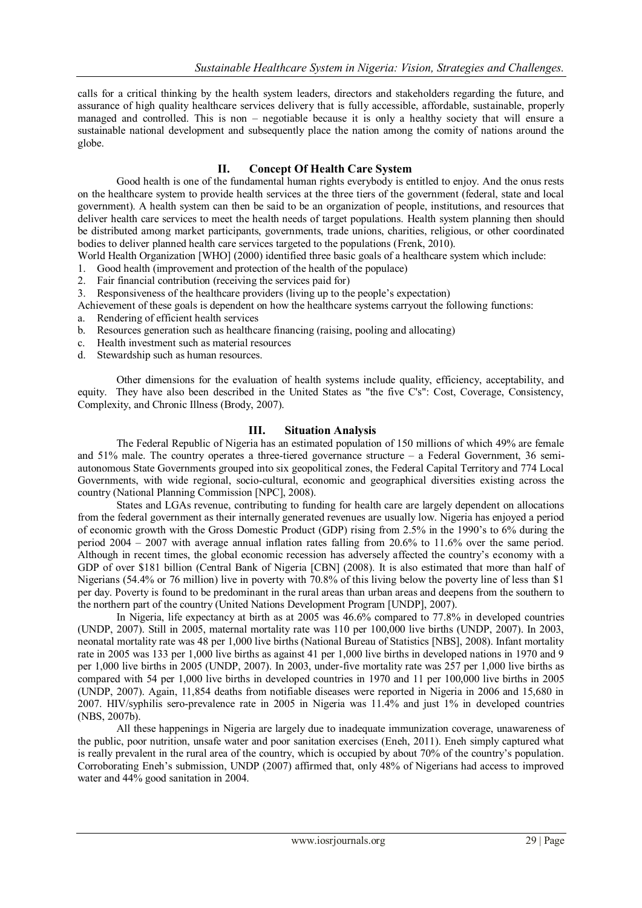calls for a critical thinking by the health system leaders, directors and stakeholders regarding the future, and assurance of high quality healthcare services delivery that is fully accessible, affordable, sustainable, properly managed and controlled. This is non – negotiable because it is only a healthy society that will ensure a sustainable national development and subsequently place the nation among the comity of nations around the globe.

## II. Concept Of Health Care System

Good health is one of the fundamental human rights everybody is entitled to enjoy. And the onus rests on the healthcare system to provide health services at the three tiers of the government (federal, state and local government). A health system can then be said to be an organization of people, institutions, and resources that deliver health care services to meet the health needs of target populations. Health system planning then should be distributed among market participants, governments, trade unions, charities, religious, or other coordinated bodies to deliver planned health care services targeted to the populations (Frenk, 2010).

World Health Organization [WHO] (2000) identified three basic goals of a healthcare system which include:

1. Good health (improvement and protection of the health of the populace)
2. Fair financial contribution (receiving the services paid for)
3. Responsiveness of the healthcare providers (living up to the people's expectation)

Achievement of these goals is dependent on how the healthcare systems carryout the following functions:

a. Rendering of efficient health services
b. Resources generation such as healthcare financing (raising, pooling and allocating)
c. Health investment such as material resources
d. Stewardship such as human resources.

Other dimensions for the evaluation of health systems include quality, efficiency, acceptability, and equity. They have also been described in the United States as "the five C's": Cost, Coverage, Consistency, Complexity, and Chronic Illness (Brody, 2007).

## III. Situation Analysis

The Federal Republic of Nigeria has an estimated population of 150 millions of which 49% are female and 51% male. The country operates a three-tiered governance structure – a Federal Government, 36 semi-autonomous State Governments grouped into six geopolitical zones, the Federal Capital Territory and 774 Local Governments, with wide regional, socio-cultural, economic and geographical diversities existing across the country (National Planning Commission [NPC], 2008).

States and LGAs revenue, contributing to funding for health care are largely dependent on allocations from the federal government as their internally generated revenues are usually low. Nigeria has enjoyed a period of economic growth with the Gross Domestic Product (GDP) rising from 2.5% in the 1990's to 6% during the period 2004 – 2007 with average annual inflation rates falling from 20.6% to 11.6% over the same period. Although in recent times, the global economic recession has adversely affected the country's economy with a GDP of over $181 billion (Central Bank of Nigeria [CBN] (2008). It is also estimated that more than half of Nigerians (54.4% or 76 million) live in poverty with 70.8% of this living below the poverty line of less than $1 per day. Poverty is found to be predominant in the rural areas than urban areas and deepens from the southern to the northern part of the country (United Nations Development Program [UNDP], 2007).

In Nigeria, life expectancy at birth as at 2005 was 46.6% compared to 77.8% in developed countries (UNDP, 2007). Still in 2005, maternal mortality rate was 110 per 100,000 live births (UNDP, 2007). In 2003, neonatal mortality rate was 48 per 1,000 live births (National Bureau of Statistics [NBS], 2008). Infant mortality rate in 2005 was 133 per 1,000 live births as against 41 per 1,000 live births in developed nations in 1970 and 9 per 1,000 live births in 2005 (UNDP, 2007). In 2003, under-five mortality rate was 257 per 1,000 live births as compared with 54 per 1,000 live births in developed countries in 1970 and 11 per 100,000 live births in 2005 (UNDP, 2007). Again, 11,854 deaths from notifiable diseases were reported in Nigeria in 2006 and 15,680 in 2007. HIV/syphilis sero-prevalence rate in 2005 in Nigeria was 11.4% and just 1% in developed countries (NBS, 2007b).

All these happenings in Nigeria are largely due to inadequate immunization coverage, unawareness of the public, poor nutrition, unsafe water and poor sanitation exercises (Eneh, 2011). Eneh simply captured what is really prevalent in the rural area of the country, which is occupied by about 70% of the country's population. Corroborating Eneh's submission, UNDP (2007) affirmed that, only 48% of Nigerians had access to improved water and 44% good sanitation in 2004.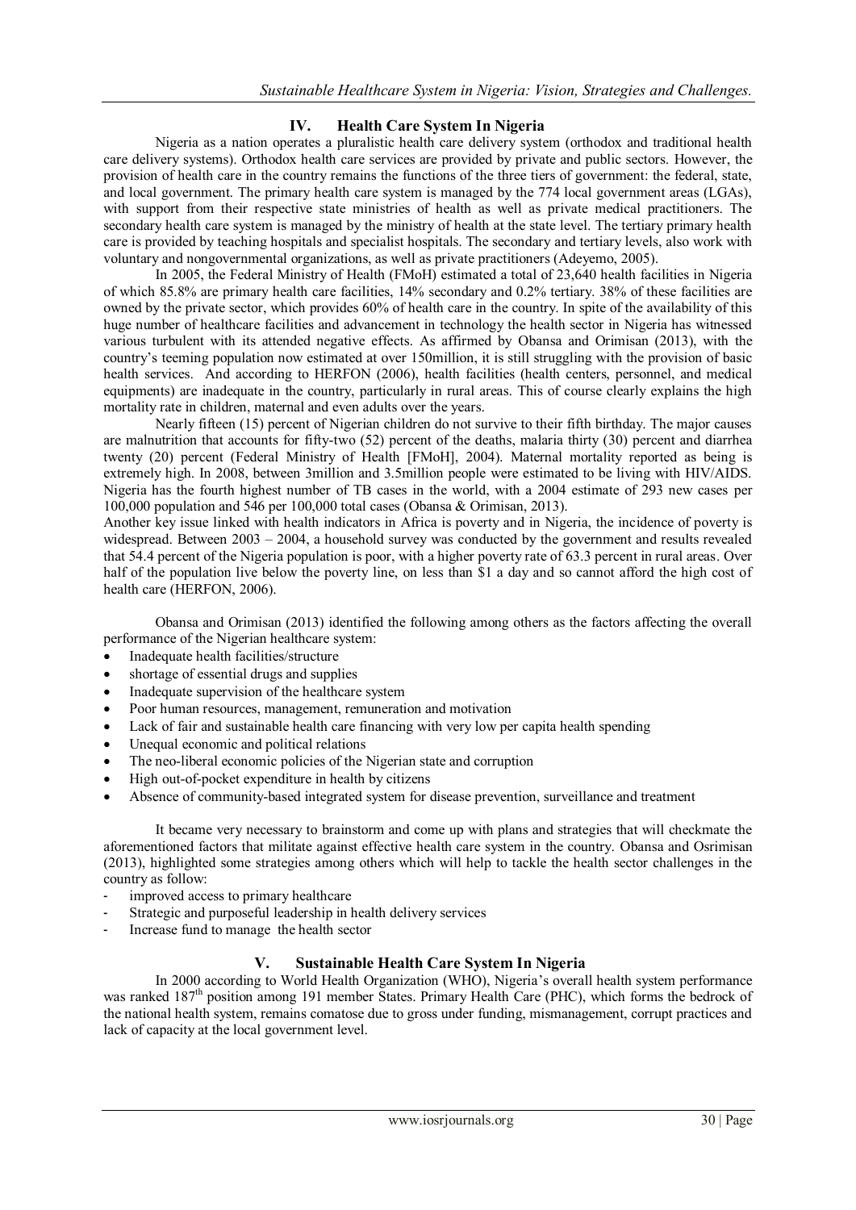## IV. Health Care System In Nigeria

Nigeria as a nation operates a pluralistic health care delivery system (orthodox and traditional health care delivery systems). Orthodox health care services are provided by private and public sectors. However, the provision of health care in the country remains the functions of the three tiers of government: the federal, state, and local government. The primary health care system is managed by the 774 local government areas (LGAs), with support from their respective state ministries of health as well as private medical practitioners. The secondary health care system is managed by the ministry of health at the state level. The tertiary primary health care is provided by teaching hospitals and specialist hospitals. The secondary and tertiary levels, also work with voluntary and nongovernmental organizations, as well as private practitioners (Adeyemo, 2005).

In 2005, the Federal Ministry of Health (FMoH) estimated a total of 23,640 health facilities in Nigeria of which 85.8% are primary health care facilities, 14% secondary and 0.2% tertiary. 38% of these facilities are owned by the private sector, which provides 60% of health care in the country. In spite of the availability of this huge number of healthcare facilities and advancement in technology the health sector in Nigeria has witnessed various turbulent with its attended negative effects. As affirmed by Obansa and Orimisan (2013), with the country's teeming population now estimated at over 150million, it is still struggling with the provision of basic health services. And according to HERFON (2006), health facilities (health centers, personnel, and medical equipments) are inadequate in the country, particularly in rural areas. This of course clearly explains the high mortality rate in children, maternal and even adults over the years.

Nearly fifteen (15) percent of Nigerian children do not survive to their fifth birthday. The major causes are malnutrition that accounts for fifty-two (52) percent of the deaths, malaria thirty (30) percent and diarrhea twenty (20) percent (Federal Ministry of Health [FMoH], 2004). Maternal mortality reported as being is extremely high. In 2008, between 3million and 3.5million people were estimated to be living with HIV/AIDS. Nigeria has the fourth highest number of TB cases in the world, with a 2004 estimate of 293 new cases per 100,000 population and 546 per 100,000 total cases (Obansa & Orimisan, 2013).

Another key issue linked with health indicators in Africa is poverty and in Nigeria, the incidence of poverty is widespread. Between 2003 – 2004, a household survey was conducted by the government and results revealed that 54.4 percent of the Nigeria population is poor, with a higher poverty rate of 63.3 percent in rural areas. Over half of the population live below the poverty line, on less than $1 a day and so cannot afford the high cost of health care (HERFON, 2006).

Obansa and Orimisan (2013) identified the following among others as the factors affecting the overall performance of the Nigerian healthcare system:

- Inadequate health facilities/structure
- shortage of essential drugs and supplies
- Inadequate supervision of the healthcare system
- Poor human resources, management, remuneration and motivation
- Lack of fair and sustainable health care financing with very low per capita health spending
- Unequal economic and political relations
- The neo-liberal economic policies of the Nigerian state and corruption
- High out-of-pocket expenditure in health by citizens
- Absence of community-based integrated system for disease prevention, surveillance and treatment

It became very necessary to brainstorm and come up with plans and strategies that will checkmate the aforementioned factors that militate against effective health care system in the country. Obansa and Osrimisan (2013), highlighted some strategies among others which will help to tackle the health sector challenges in the country as follow:

- improved access to primary healthcare
- Strategic and purposeful leadership in health delivery services
- Increase fund to manage the health sector

## V. Sustainable Health Care System In Nigeria

In 2000 according to World Health Organization (WHO), Nigeria's overall health system performance was ranked 187th position among 191 member States. Primary Health Care (PHC), which forms the bedrock of the national health system, remains comatose due to gross under funding, mismanagement, corrupt practices and lack of capacity at the local government level.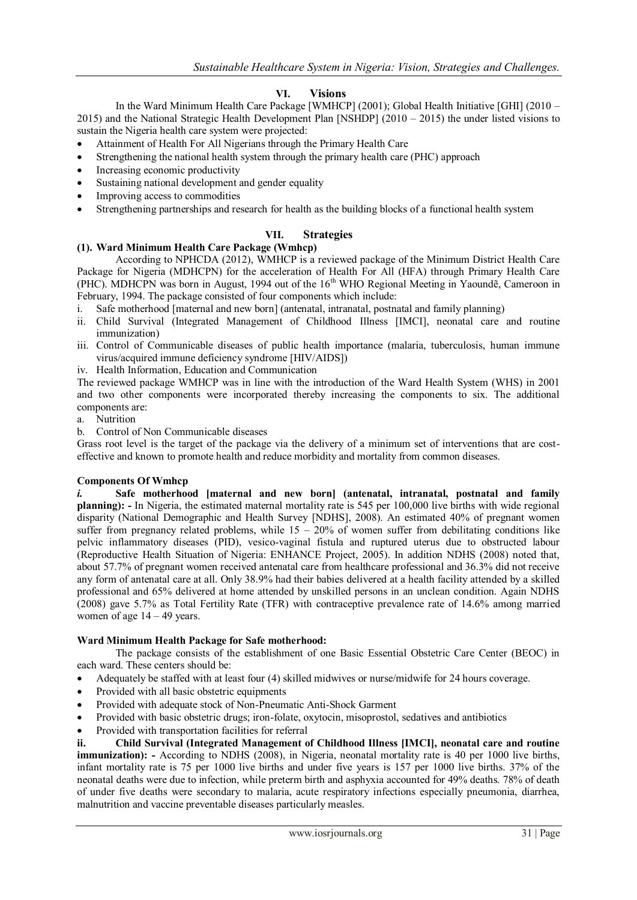## VI. Visions

In the Ward Minimum Health Care Package [WMHCP] (2001); Global Health Initiative [GHI] (2010 – 2015) and the National Strategic Health Development Plan [NSHDP] (2010 – 2015) the under listed visions to sustain the Nigeria health care system were projected:

- Attainment of Health For All Nigerians through the Primary Health Care
- Strengthening the national health system through the primary health care (PHC) approach
- Increasing economic productivity
- Sustaining national development and gender equality
- Improving access to commodities
- Strengthening partnerships and research for health as the building blocks of a functional health system

## VII. Strategies

### (1). Ward Minimum Health Care Package (Wmhcp)

According to NPHCDA (2012), WMHCP is a reviewed package of the Minimum District Health Care Package for Nigeria (MDHCPN) for the acceleration of Health For All (HFA) through Primary Health Care (PHC). MDHCPN was born in August, 1994 out of the 16th WHO Regional Meeting in Yaoundĕ, Cameroon in February, 1994. The package consisted of four components which include:

i. Safe motherhood [maternal and new born] (antenatal, intranatal, postnatal and family planning)
ii. Child Survival (Integrated Management of Childhood Illness [IMCI], neonatal care and routine immunization)
iii. Control of Communicable diseases of public health importance (malaria, tuberculosis, human immune virus/acquired immune deficiency syndrome [HIV/AIDS])
iv. Health Information, Education and Communication

The reviewed package WMHCP was in line with the introduction of the Ward Health System (WHS) in 2001 and two other components were incorporated thereby increasing the components to six. The additional components are:

a. Nutrition
b. Control of Non Communicable diseases

Grass root level is the target of the package via the delivery of a minimum set of interventions that are cost-effective and known to promote health and reduce morbidity and mortality from common diseases.

### Components Of Wmhcp

***i.* Safe motherhood [maternal and new born] (antenatal, intranatal, postnatal and family planning): -** In Nigeria, the estimated maternal mortality rate is 545 per 100,000 live births with wide regional disparity (National Demographic and Health Survey [NDHS], 2008). An estimated 40% of pregnant women suffer from pregnancy related problems, while 15 – 20% of women suffer from debilitating conditions like pelvic inflammatory diseases (PID), vesico-vaginal fistula and ruptured uterus due to obstructed labour (Reproductive Health Situation of Nigeria: ENHANCE Project, 2005). In addition NDHS (2008) noted that, about 57.7% of pregnant women received antenatal care from healthcare professional and 36.3% did not receive any form of antenatal care at all. Only 38.9% had their babies delivered at a health facility attended by a skilled professional and 65% delivered at home attended by unskilled persons in an unclean condition. Again NDHS (2008) gave 5.7% as Total Fertility Rate (TFR) with contraceptive prevalence rate of 14.6% among married women of age 14 – 49 years.

### Ward Minimum Health Package for Safe motherhood:

The package consists of the establishment of one Basic Essential Obstetric Care Center (BEOC) in each ward. These centers should be:

- Adequately be staffed with at least four (4) skilled midwives or nurse/midwife for 24 hours coverage.
- Provided with all basic obstetric equipments
- Provided with adequate stock of Non-Pneumatic Anti-Shock Garment
- Provided with basic obstetric drugs; iron-folate, oxytocin, misoprostol, sedatives and antibiotics
- Provided with transportation facilities for referral

**ii. Child Survival (Integrated Management of Childhood Illness [IMCI], neonatal care and routine immunization): -** According to NDHS (2008), in Nigeria, neonatal mortality rate is 40 per 1000 live births, infant mortality rate is 75 per 1000 live births and under five years is 157 per 1000 live births. 37% of the neonatal deaths were due to infection, while preterm birth and asphyxia accounted for 49% deaths. 78% of death of under five deaths were secondary to malaria, acute respiratory infections especially pneumonia, diarrhea, malnutrition and vaccine preventable diseases particularly measles.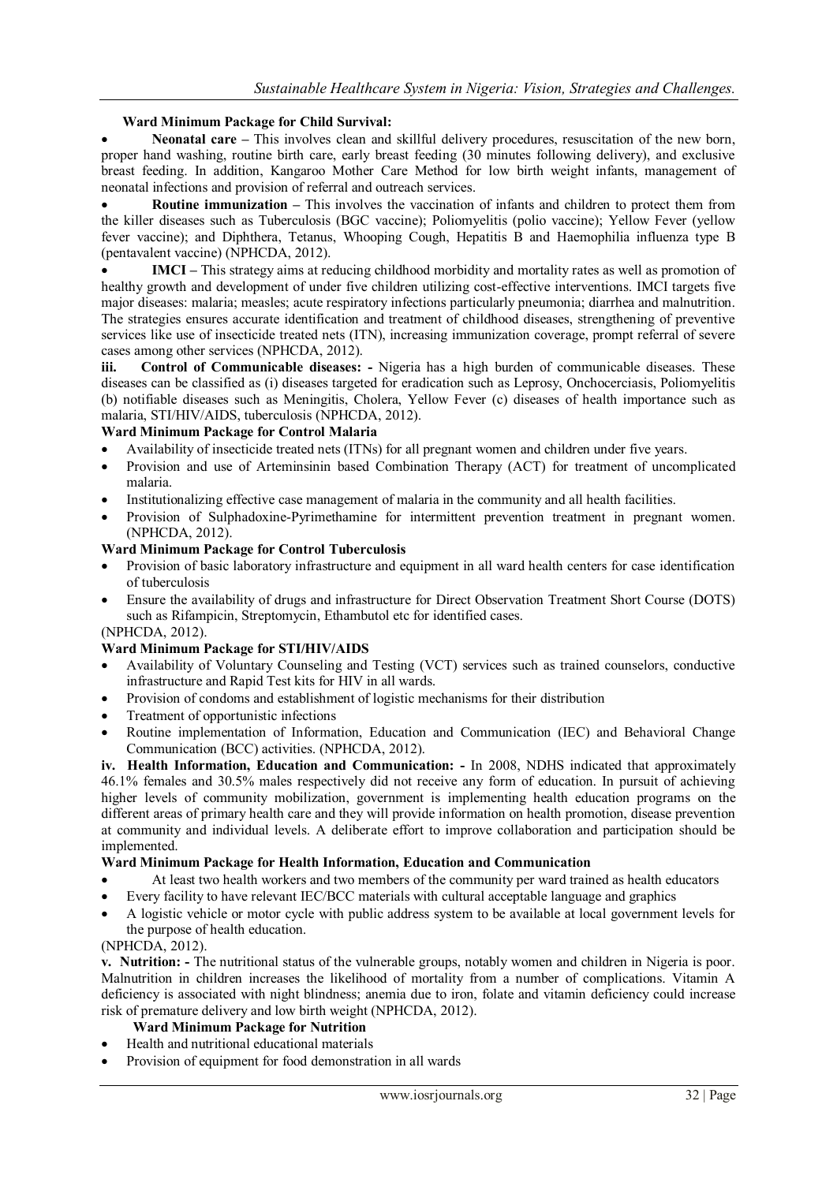**Ward Minimum Package for Child Survival:**

- **Neonatal care –** This involves clean and skillful delivery procedures, resuscitation of the new born, proper hand washing, routine birth care, early breast feeding (30 minutes following delivery), and exclusive breast feeding. In addition, Kangaroo Mother Care Method for low birth weight infants, management of neonatal infections and provision of referral and outreach services.
- **Routine immunization –** This involves the vaccination of infants and children to protect them from the killer diseases such as Tuberculosis (BGC vaccine); Poliomyelitis (polio vaccine); Yellow Fever (yellow fever vaccine); and Diphthera, Tetanus, Whooping Cough, Hepatitis B and Haemophilia influenza type B (pentavalent vaccine) (NPHCDA, 2012).
- **IMCI –** This strategy aims at reducing childhood morbidity and mortality rates as well as promotion of healthy growth and development of under five children utilizing cost-effective interventions. IMCI targets five major diseases: malaria; measles; acute respiratory infections particularly pneumonia; diarrhea and malnutrition. The strategies ensures accurate identification and treatment of childhood diseases, strengthening of preventive services like use of insecticide treated nets (ITN), increasing immunization coverage, prompt referral of severe cases among other services (NPHCDA, 2012).

**iii. Control of Communicable diseases: -** Nigeria has a high burden of communicable diseases. These diseases can be classified as (i) diseases targeted for eradication such as Leprosy, Onchocerciasis, Poliomyelitis (b) notifiable diseases such as Meningitis, Cholera, Yellow Fever (c) diseases of health importance such as malaria, STI/HIV/AIDS, tuberculosis (NPHCDA, 2012).

**Ward Minimum Package for Control Malaria**

- Availability of insecticide treated nets (ITNs) for all pregnant women and children under five years.
- Provision and use of Arteminsinin based Combination Therapy (ACT) for treatment of uncomplicated malaria.
- Institutionalizing effective case management of malaria in the community and all health facilities.
- Provision of Sulphadoxine-Pyrimethamine for intermittent prevention treatment in pregnant women. (NPHCDA, 2012).

**Ward Minimum Package for Control Tuberculosis**

- Provision of basic laboratory infrastructure and equipment in all ward health centers for case identification of tuberculosis
- Ensure the availability of drugs and infrastructure for Direct Observation Treatment Short Course (DOTS) such as Rifampicin, Streptomycin, Ethambutol etc for identified cases.

(NPHCDA, 2012).

**Ward Minimum Package for STI/HIV/AIDS**

- Availability of Voluntary Counseling and Testing (VCT) services such as trained counselors, conductive infrastructure and Rapid Test kits for HIV in all wards.
- Provision of condoms and establishment of logistic mechanisms for their distribution
- Treatment of opportunistic infections
- Routine implementation of Information, Education and Communication (IEC) and Behavioral Change Communication (BCC) activities. (NPHCDA, 2012).

**iv. Health Information, Education and Communication: -** In 2008, NDHS indicated that approximately 46.1% females and 30.5% males respectively did not receive any form of education. In pursuit of achieving higher levels of community mobilization, government is implementing health education programs on the different areas of primary health care and they will provide information on health promotion, disease prevention at community and individual levels. A deliberate effort to improve collaboration and participation should be implemented.

**Ward Minimum Package for Health Information, Education and Communication**

- At least two health workers and two members of the community per ward trained as health educators
- Every facility to have relevant IEC/BCC materials with cultural acceptable language and graphics
- A logistic vehicle or motor cycle with public address system to be available at local government levels for the purpose of health education.

(NPHCDA, 2012).

**v. Nutrition: -** The nutritional status of the vulnerable groups, notably women and children in Nigeria is poor. Malnutrition in children increases the likelihood of mortality from a number of complications. Vitamin A deficiency is associated with night blindness; anemia due to iron, folate and vitamin deficiency could increase risk of premature delivery and low birth weight (NPHCDA, 2012).

**Ward Minimum Package for Nutrition**

- Health and nutritional educational materials
- Provision of equipment for food demonstration in all wards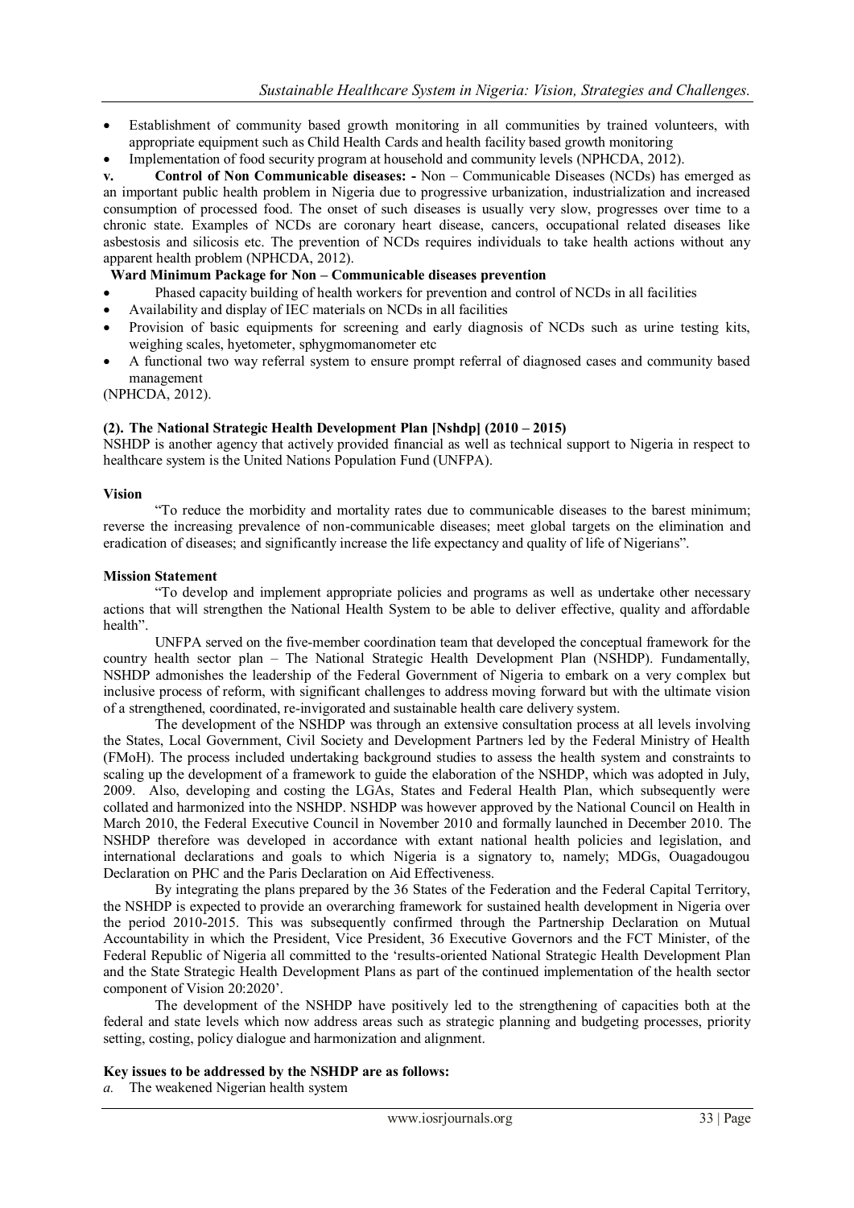- Establishment of community based growth monitoring in all communities by trained volunteers, with appropriate equipment such as Child Health Cards and health facility based growth monitoring
- Implementation of food security program at household and community levels (NPHCDA, 2012).

**v. Control of Non Communicable diseases: -** Non – Communicable Diseases (NCDs) has emerged as an important public health problem in Nigeria due to progressive urbanization, industrialization and increased consumption of processed food. The onset of such diseases is usually very slow, progresses over time to a chronic state. Examples of NCDs are coronary heart disease, cancers, occupational related diseases like asbestosis and silicosis etc. The prevention of NCDs requires individuals to take health actions without any apparent health problem (NPHCDA, 2012).

**Ward Minimum Package for Non – Communicable diseases prevention**

- Phased capacity building of health workers for prevention and control of NCDs in all facilities
- Availability and display of IEC materials on NCDs in all facilities
- Provision of basic equipments for screening and early diagnosis of NCDs such as urine testing kits, weighing scales, hyetometer, sphygmomanometer etc
- A functional two way referral system to ensure prompt referral of diagnosed cases and community based management

(NPHCDA, 2012).

**(2). The National Strategic Health Development Plan [Nshdp] (2010 – 2015)**

NSHDP is another agency that actively provided financial as well as technical support to Nigeria in respect to healthcare system is the United Nations Population Fund (UNFPA).

**Vision**

"To reduce the morbidity and mortality rates due to communicable diseases to the barest minimum; reverse the increasing prevalence of non-communicable diseases; meet global targets on the elimination and eradication of diseases; and significantly increase the life expectancy and quality of life of Nigerians".

**Mission Statement**

"To develop and implement appropriate policies and programs as well as undertake other necessary actions that will strengthen the National Health System to be able to deliver effective, quality and affordable health".

UNFPA served on the five-member coordination team that developed the conceptual framework for the country health sector plan – The National Strategic Health Development Plan (NSHDP). Fundamentally, NSHDP admonishes the leadership of the Federal Government of Nigeria to embark on a very complex but inclusive process of reform, with significant challenges to address moving forward but with the ultimate vision of a strengthened, coordinated, re-invigorated and sustainable health care delivery system.

The development of the NSHDP was through an extensive consultation process at all levels involving the States, Local Government, Civil Society and Development Partners led by the Federal Ministry of Health (FMoH). The process included undertaking background studies to assess the health system and constraints to scaling up the development of a framework to guide the elaboration of the NSHDP, which was adopted in July, 2009. Also, developing and costing the LGAs, States and Federal Health Plan, which subsequently were collated and harmonized into the NSHDP. NSHDP was however approved by the National Council on Health in March 2010, the Federal Executive Council in November 2010 and formally launched in December 2010. The NSHDP therefore was developed in accordance with extant national health policies and legislation, and international declarations and goals to which Nigeria is a signatory to, namely; MDGs, Ouagadougou Declaration on PHC and the Paris Declaration on Aid Effectiveness.

By integrating the plans prepared by the 36 States of the Federation and the Federal Capital Territory, the NSHDP is expected to provide an overarching framework for sustained health development in Nigeria over the period 2010-2015. This was subsequently confirmed through the Partnership Declaration on Mutual Accountability in which the President, Vice President, 36 Executive Governors and the FCT Minister, of the Federal Republic of Nigeria all committed to the 'results-oriented National Strategic Health Development Plan and the State Strategic Health Development Plans as part of the continued implementation of the health sector component of Vision 20:2020'.

The development of the NSHDP have positively led to the strengthening of capacities both at the federal and state levels which now address areas such as strategic planning and budgeting processes, priority setting, costing, policy dialogue and harmonization and alignment.

**Key issues to be addressed by the NSHDP are as follows:**

*a.* The weakened Nigerian health system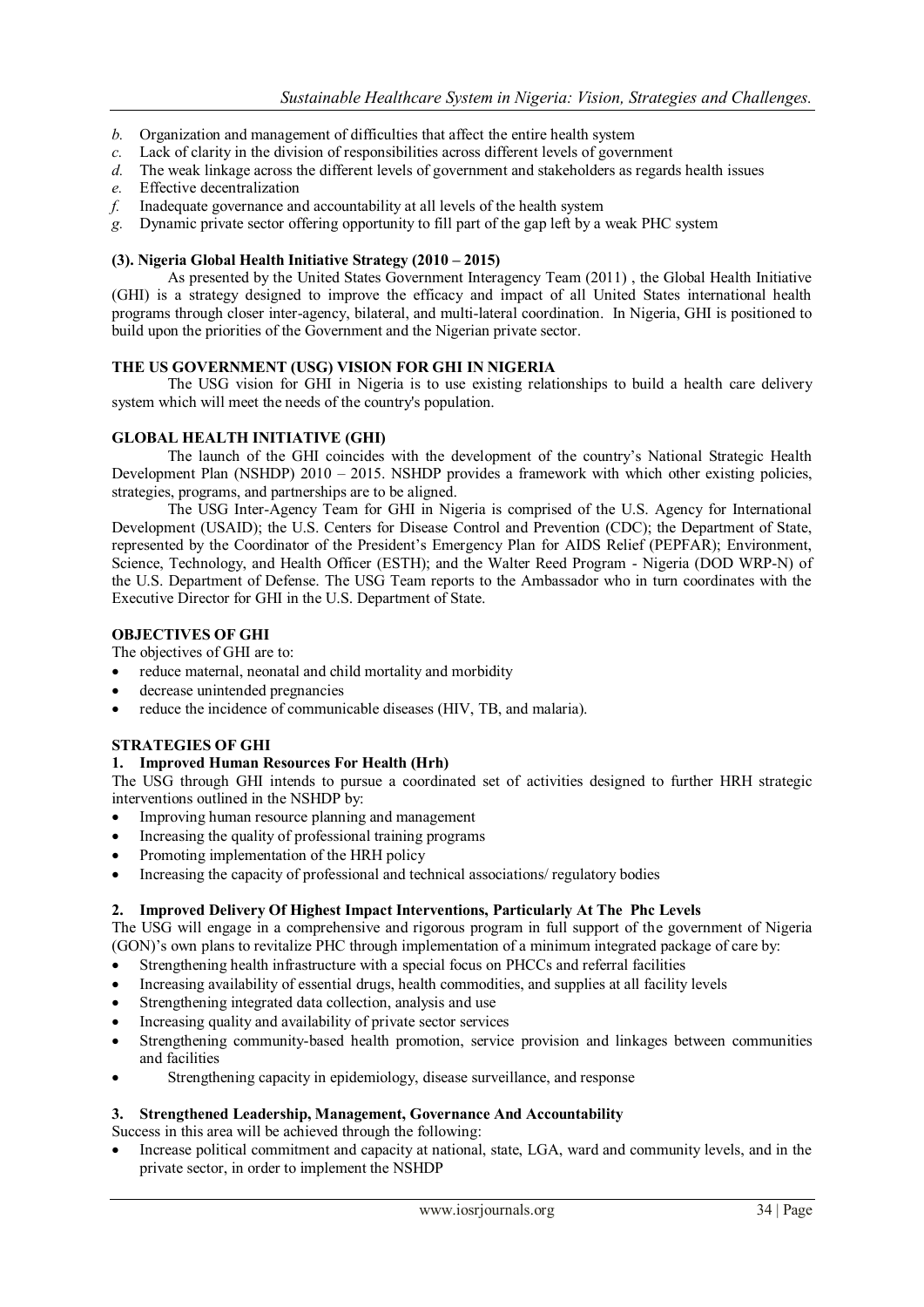*b.* Organization and management of difficulties that affect the entire health system
*c.* Lack of clarity in the division of responsibilities across different levels of government
*d.* The weak linkage across the different levels of government and stakeholders as regards health issues
*e.* Effective decentralization
*f.* Inadequate governance and accountability at all levels of the health system
*g.* Dynamic private sector offering opportunity to fill part of the gap left by a weak PHC system

**(3). Nigeria Global Health Initiative Strategy (2010 – 2015)**

As presented by the United States Government Interagency Team (2011) , the Global Health Initiative (GHI) is a strategy designed to improve the efficacy and impact of all United States international health programs through closer inter-agency, bilateral, and multi-lateral coordination. In Nigeria, GHI is positioned to build upon the priorities of the Government and the Nigerian private sector.

**THE US GOVERNMENT (USG) VISION FOR GHI IN NIGERIA**

The USG vision for GHI in Nigeria is to use existing relationships to build a health care delivery system which will meet the needs of the country's population.

**GLOBAL HEALTH INITIATIVE (GHI)**

The launch of the GHI coincides with the development of the country's National Strategic Health Development Plan (NSHDP) 2010 – 2015. NSHDP provides a framework with which other existing policies, strategies, programs, and partnerships are to be aligned.

The USG Inter-Agency Team for GHI in Nigeria is comprised of the U.S. Agency for International Development (USAID); the U.S. Centers for Disease Control and Prevention (CDC); the Department of State, represented by the Coordinator of the President's Emergency Plan for AIDS Relief (PEPFAR); Environment, Science, Technology, and Health Officer (ESTH); and the Walter Reed Program - Nigeria (DOD WRP-N) of the U.S. Department of Defense. The USG Team reports to the Ambassador who in turn coordinates with the Executive Director for GHI in the U.S. Department of State.

**OBJECTIVES OF GHI**

The objectives of GHI are to:

- reduce maternal, neonatal and child mortality and morbidity
- decrease unintended pregnancies
- reduce the incidence of communicable diseases (HIV, TB, and malaria).

**STRATEGIES OF GHI**

**1. Improved Human Resources For Health (Hrh)**

The USG through GHI intends to pursue a coordinated set of activities designed to further HRH strategic interventions outlined in the NSHDP by:

- Improving human resource planning and management
- Increasing the quality of professional training programs
- Promoting implementation of the HRH policy
- Increasing the capacity of professional and technical associations/ regulatory bodies

**2. Improved Delivery Of Highest Impact Interventions, Particularly At The Phc Levels**

The USG will engage in a comprehensive and rigorous program in full support of the government of Nigeria (GON)'s own plans to revitalize PHC through implementation of a minimum integrated package of care by:

- Strengthening health infrastructure with a special focus on PHCCs and referral facilities
- Increasing availability of essential drugs, health commodities, and supplies at all facility levels
- Strengthening integrated data collection, analysis and use
- Increasing quality and availability of private sector services
- Strengthening community-based health promotion, service provision and linkages between communities and facilities
- Strengthening capacity in epidemiology, disease surveillance, and response

**3. Strengthened Leadership, Management, Governance And Accountability**

Success in this area will be achieved through the following:

- Increase political commitment and capacity at national, state, LGA, ward and community levels, and in the private sector, in order to implement the NSHDP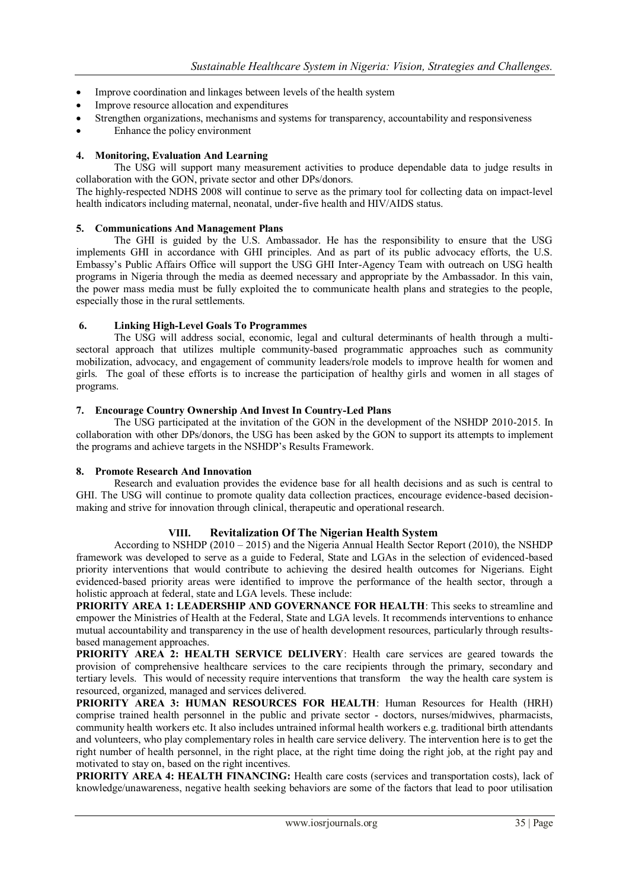- Improve coordination and linkages between levels of the health system
- Improve resource allocation and expenditures
- Strengthen organizations, mechanisms and systems for transparency, accountability and responsiveness
- Enhance the policy environment

### 4. Monitoring, Evaluation And Learning

The USG will support many measurement activities to produce dependable data to judge results in collaboration with the GON, private sector and other DPs/donors.

The highly-respected NDHS 2008 will continue to serve as the primary tool for collecting data on impact-level health indicators including maternal, neonatal, under-five health and HIV/AIDS status.

### 5. Communications And Management Plans

The GHI is guided by the U.S. Ambassador. He has the responsibility to ensure that the USG implements GHI in accordance with GHI principles. And as part of its public advocacy efforts, the U.S. Embassy's Public Affairs Office will support the USG GHI Inter-Agency Team with outreach on USG health programs in Nigeria through the media as deemed necessary and appropriate by the Ambassador. In this vain, the power mass media must be fully exploited the to communicate health plans and strategies to the people, especially those in the rural settlements.

### 6. Linking High-Level Goals To Programmes

The USG will address social, economic, legal and cultural determinants of health through a multi-sectoral approach that utilizes multiple community-based programmatic approaches such as community mobilization, advocacy, and engagement of community leaders/role models to improve health for women and girls. The goal of these efforts is to increase the participation of healthy girls and women in all stages of programs.

### 7. Encourage Country Ownership And Invest In Country-Led Plans

The USG participated at the invitation of the GON in the development of the NSHDP 2010-2015. In collaboration with other DPs/donors, the USG has been asked by the GON to support its attempts to implement the programs and achieve targets in the NSHDP's Results Framework.

### 8. Promote Research And Innovation

Research and evaluation provides the evidence base for all health decisions and as such is central to GHI. The USG will continue to promote quality data collection practices, encourage evidence-based decision-making and strive for innovation through clinical, therapeutic and operational research.

## VIII. Revitalization Of The Nigerian Health System

According to NSHDP (2010 – 2015) and the Nigeria Annual Health Sector Report (2010), the NSHDP framework was developed to serve as a guide to Federal, State and LGAs in the selection of evidenced-based priority interventions that would contribute to achieving the desired health outcomes for Nigerians. Eight evidenced-based priority areas were identified to improve the performance of the health sector, through a holistic approach at federal, state and LGA levels. These include:

**PRIORITY AREA 1: LEADERSHIP AND GOVERNANCE FOR HEALTH**: This seeks to streamline and empower the Ministries of Health at the Federal, State and LGA levels. It recommends interventions to enhance mutual accountability and transparency in the use of health development resources, particularly through results-based management approaches.

**PRIORITY AREA 2: HEALTH SERVICE DELIVERY**: Health care services are geared towards the provision of comprehensive healthcare services to the care recipients through the primary, secondary and tertiary levels. This would of necessity require interventions that transform the way the health care system is resourced, organized, managed and services delivered.

**PRIORITY AREA 3: HUMAN RESOURCES FOR HEALTH**: Human Resources for Health (HRH) comprise trained health personnel in the public and private sector - doctors, nurses/midwives, pharmacists, community health workers etc. It also includes untrained informal health workers e.g. traditional birth attendants and volunteers, who play complementary roles in health care service delivery. The intervention here is to get the right number of health personnel, in the right place, at the right time doing the right job, at the right pay and motivated to stay on, based on the right incentives.

**PRIORITY AREA 4: HEALTH FINANCING:** Health care costs (services and transportation costs), lack of knowledge/unawareness, negative health seeking behaviors are some of the factors that lead to poor utilisation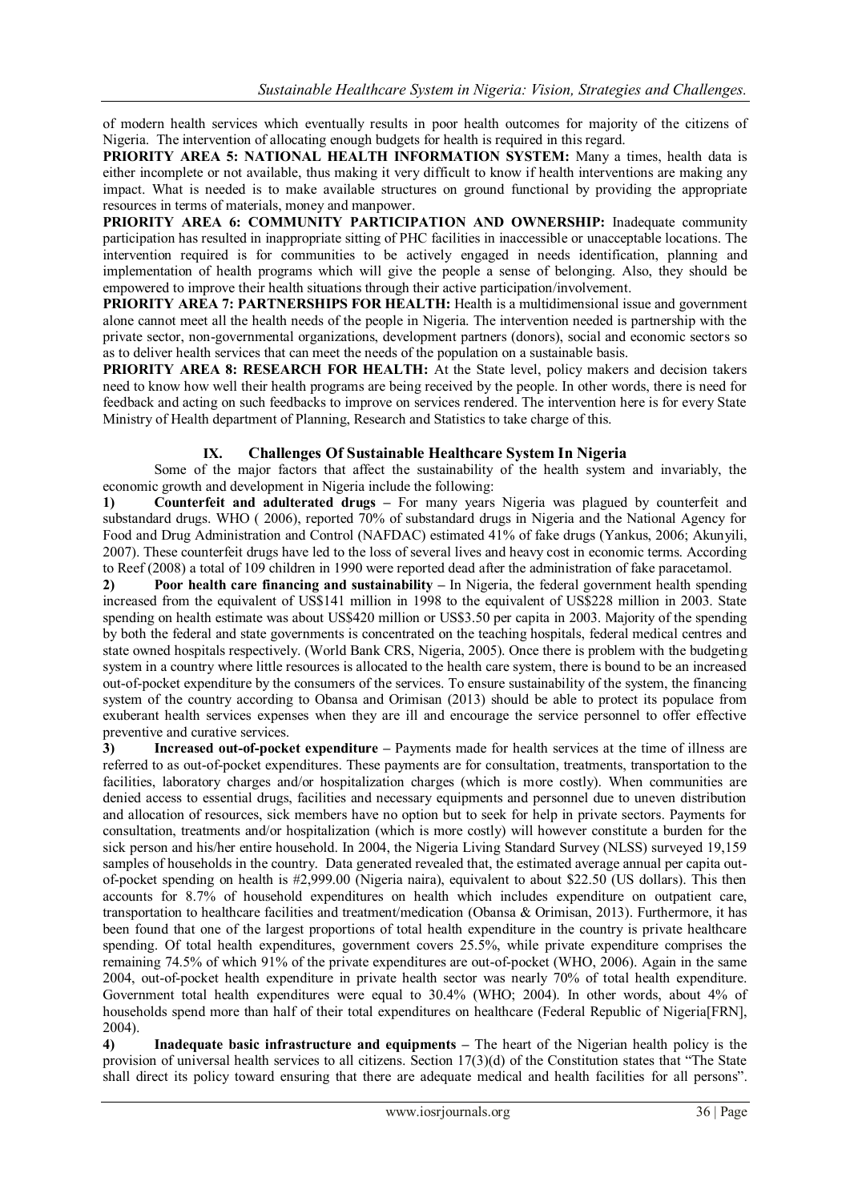of modern health services which eventually results in poor health outcomes for majority of the citizens of Nigeria. The intervention of allocating enough budgets for health is required in this regard.

**PRIORITY AREA 5: NATIONAL HEALTH INFORMATION SYSTEM:** Many a times, health data is either incomplete or not available, thus making it very difficult to know if health interventions are making any impact. What is needed is to make available structures on ground functional by providing the appropriate resources in terms of materials, money and manpower.

**PRIORITY AREA 6: COMMUNITY PARTICIPATION AND OWNERSHIP:** Inadequate community participation has resulted in inappropriate sitting of PHC facilities in inaccessible or unacceptable locations. The intervention required is for communities to be actively engaged in needs identification, planning and implementation of health programs which will give the people a sense of belonging. Also, they should be empowered to improve their health situations through their active participation/involvement.

**PRIORITY AREA 7: PARTNERSHIPS FOR HEALTH:** Health is a multidimensional issue and government alone cannot meet all the health needs of the people in Nigeria. The intervention needed is partnership with the private sector, non-governmental organizations, development partners (donors), social and economic sectors so as to deliver health services that can meet the needs of the population on a sustainable basis.

**PRIORITY AREA 8: RESEARCH FOR HEALTH:** At the State level, policy makers and decision takers need to know how well their health programs are being received by the people. In other words, there is need for feedback and acting on such feedbacks to improve on services rendered. The intervention here is for every State Ministry of Health department of Planning, Research and Statistics to take charge of this.

## IX. Challenges Of Sustainable Healthcare System In Nigeria

Some of the major factors that affect the sustainability of the health system and invariably, the economic growth and development in Nigeria include the following:

1) **Counterfeit and adulterated drugs –** For many years Nigeria was plagued by counterfeit and substandard drugs. WHO ( 2006), reported 70% of substandard drugs in Nigeria and the National Agency for Food and Drug Administration and Control (NAFDAC) estimated 41% of fake drugs (Yankus, 2006; Akunyili, 2007). These counterfeit drugs have led to the loss of several lives and heavy cost in economic terms. According to Reef (2008) a total of 109 children in 1990 were reported dead after the administration of fake paracetamol.

2) **Poor health care financing and sustainability –** In Nigeria, the federal government health spending increased from the equivalent of US$141 million in 1998 to the equivalent of US$228 million in 2003. State spending on health estimate was about US$420 million or US$3.50 per capita in 2003. Majority of the spending by both the federal and state governments is concentrated on the teaching hospitals, federal medical centres and state owned hospitals respectively. (World Bank CRS, Nigeria, 2005). Once there is problem with the budgeting system in a country where little resources is allocated to the health care system, there is bound to be an increased out-of-pocket expenditure by the consumers of the services. To ensure sustainability of the system, the financing system of the country according to Obansa and Orimisan (2013) should be able to protect its populace from exuberant health services expenses when they are ill and encourage the service personnel to offer effective preventive and curative services.

3) **Increased out-of-pocket expenditure –** Payments made for health services at the time of illness are referred to as out-of-pocket expenditures. These payments are for consultation, treatments, transportation to the facilities, laboratory charges and/or hospitalization charges (which is more costly). When communities are denied access to essential drugs, facilities and necessary equipments and personnel due to uneven distribution and allocation of resources, sick members have no option but to seek for help in private sectors. Payments for consultation, treatments and/or hospitalization (which is more costly) will however constitute a burden for the sick person and his/her entire household. In 2004, the Nigeria Living Standard Survey (NLSS) surveyed 19,159 samples of households in the country. Data generated revealed that, the estimated average annual per capita out-of-pocket spending on health is #2,999.00 (Nigeria naira), equivalent to about $22.50 (US dollars). This then accounts for 8.7% of household expenditures on health which includes expenditure on outpatient care, transportation to healthcare facilities and treatment/medication (Obansa & Orimisan, 2013). Furthermore, it has been found that one of the largest proportions of total health expenditure in the country is private healthcare spending. Of total health expenditures, government covers 25.5%, while private expenditure comprises the remaining 74.5% of which 91% of the private expenditures are out-of-pocket (WHO, 2006). Again in the same 2004, out-of-pocket health expenditure in private health sector was nearly 70% of total health expenditure. Government total health expenditures were equal to 30.4% (WHO; 2004). In other words, about 4% of households spend more than half of their total expenditures on healthcare (Federal Republic of Nigeria[FRN], 2004).

4) **Inadequate basic infrastructure and equipments –** The heart of the Nigerian health policy is the provision of universal health services to all citizens. Section 17(3)(d) of the Constitution states that "The State shall direct its policy toward ensuring that there are adequate medical and health facilities for all persons".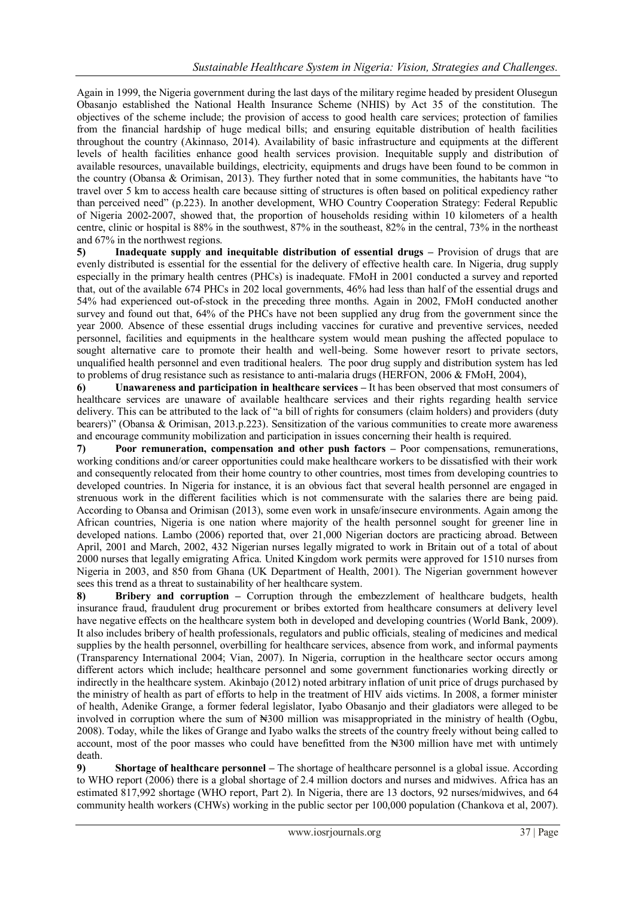Again in 1999, the Nigeria government during the last days of the military regime headed by president Olusegun Obasanjo established the National Health Insurance Scheme (NHIS) by Act 35 of the constitution. The objectives of the scheme include; the provision of access to good health care services; protection of families from the financial hardship of huge medical bills; and ensuring equitable distribution of health facilities throughout the country (Akinnaso, 2014). Availability of basic infrastructure and equipments at the different levels of health facilities enhance good health services provision. Inequitable supply and distribution of available resources, unavailable buildings, electricity, equipments and drugs have been found to be common in the country (Obansa & Orimisan, 2013). They further noted that in some communities, the habitants have "to travel over 5 km to access health care because sitting of structures is often based on political expediency rather than perceived need" (p.223). In another development, WHO Country Cooperation Strategy: Federal Republic of Nigeria 2002-2007, showed that, the proportion of households residing within 10 kilometers of a health centre, clinic or hospital is 88% in the southwest, 87% in the southeast, 82% in the central, 73% in the northeast and 67% in the northwest regions.

**5) Inadequate supply and inequitable distribution of essential drugs –** Provision of drugs that are evenly distributed is essential for the essential for the delivery of effective health care. In Nigeria, drug supply especially in the primary health centres (PHCs) is inadequate. FMoH in 2001 conducted a survey and reported that, out of the available 674 PHCs in 202 local governments, 46% had less than half of the essential drugs and 54% had experienced out-of-stock in the preceding three months. Again in 2002, FMoH conducted another survey and found out that, 64% of the PHCs have not been supplied any drug from the government since the year 2000. Absence of these essential drugs including vaccines for curative and preventive services, needed personnel, facilities and equipments in the healthcare system would mean pushing the affected populace to sought alternative care to promote their health and well-being. Some however resort to private sectors, unqualified health personnel and even traditional healers. The poor drug supply and distribution system has led to problems of drug resistance such as resistance to anti-malaria drugs (HERFON, 2006 & FMoH, 2004),

**6) Unawareness and participation in healthcare services –** It has been observed that most consumers of healthcare services are unaware of available healthcare services and their rights regarding health service delivery. This can be attributed to the lack of "a bill of rights for consumers (claim holders) and providers (duty bearers)" (Obansa & Orimisan, 2013.p.223). Sensitization of the various communities to create more awareness and encourage community mobilization and participation in issues concerning their health is required.

**7) Poor remuneration, compensation and other push factors –** Poor compensations, remunerations, working conditions and/or career opportunities could make healthcare workers to be dissatisfied with their work and consequently relocated from their home country to other countries, most times from developing countries to developed countries. In Nigeria for instance, it is an obvious fact that several health personnel are engaged in strenuous work in the different facilities which is not commensurate with the salaries there are being paid. According to Obansa and Orimisan (2013), some even work in unsafe/insecure environments. Again among the African countries, Nigeria is one nation where majority of the health personnel sought for greener line in developed nations. Lambo (2006) reported that, over 21,000 Nigerian doctors are practicing abroad. Between April, 2001 and March, 2002, 432 Nigerian nurses legally migrated to work in Britain out of a total of about 2000 nurses that legally emigrating Africa. United Kingdom work permits were approved for 1510 nurses from Nigeria in 2003, and 850 from Ghana (UK Department of Health, 2001). The Nigerian government however sees this trend as a threat to sustainability of her healthcare system.

**8) Bribery and corruption –** Corruption through the embezzlement of healthcare budgets, health insurance fraud, fraudulent drug procurement or bribes extorted from healthcare consumers at delivery level have negative effects on the healthcare system both in developed and developing countries (World Bank, 2009). It also includes bribery of health professionals, regulators and public officials, stealing of medicines and medical supplies by the health personnel, overbilling for healthcare services, absence from work, and informal payments (Transparency International 2004; Vian, 2007). In Nigeria, corruption in the healthcare sector occurs among different actors which include; healthcare personnel and some government functionaries working directly or indirectly in the healthcare system. Akinbajo (2012) noted arbitrary inflation of unit price of drugs purchased by the ministry of health as part of efforts to help in the treatment of HIV aids victims. In 2008, a former minister of health, Adenike Grange, a former federal legislator, Iyabo Obasanjo and their gladiators were alleged to be involved in corruption where the sum of ₦300 million was misappropriated in the ministry of health (Ogbu, 2008). Today, while the likes of Grange and Iyabo walks the streets of the country freely without being called to account, most of the poor masses who could have benefitted from the ₦300 million have met with untimely death.

**9) Shortage of healthcare personnel –** The shortage of healthcare personnel is a global issue. According to WHO report (2006) there is a global shortage of 2.4 million doctors and nurses and midwives. Africa has an estimated 817,992 shortage (WHO report, Part 2). In Nigeria, there are 13 doctors, 92 nurses/midwives, and 64 community health workers (CHWs) working in the public sector per 100,000 population (Chankova et al, 2007).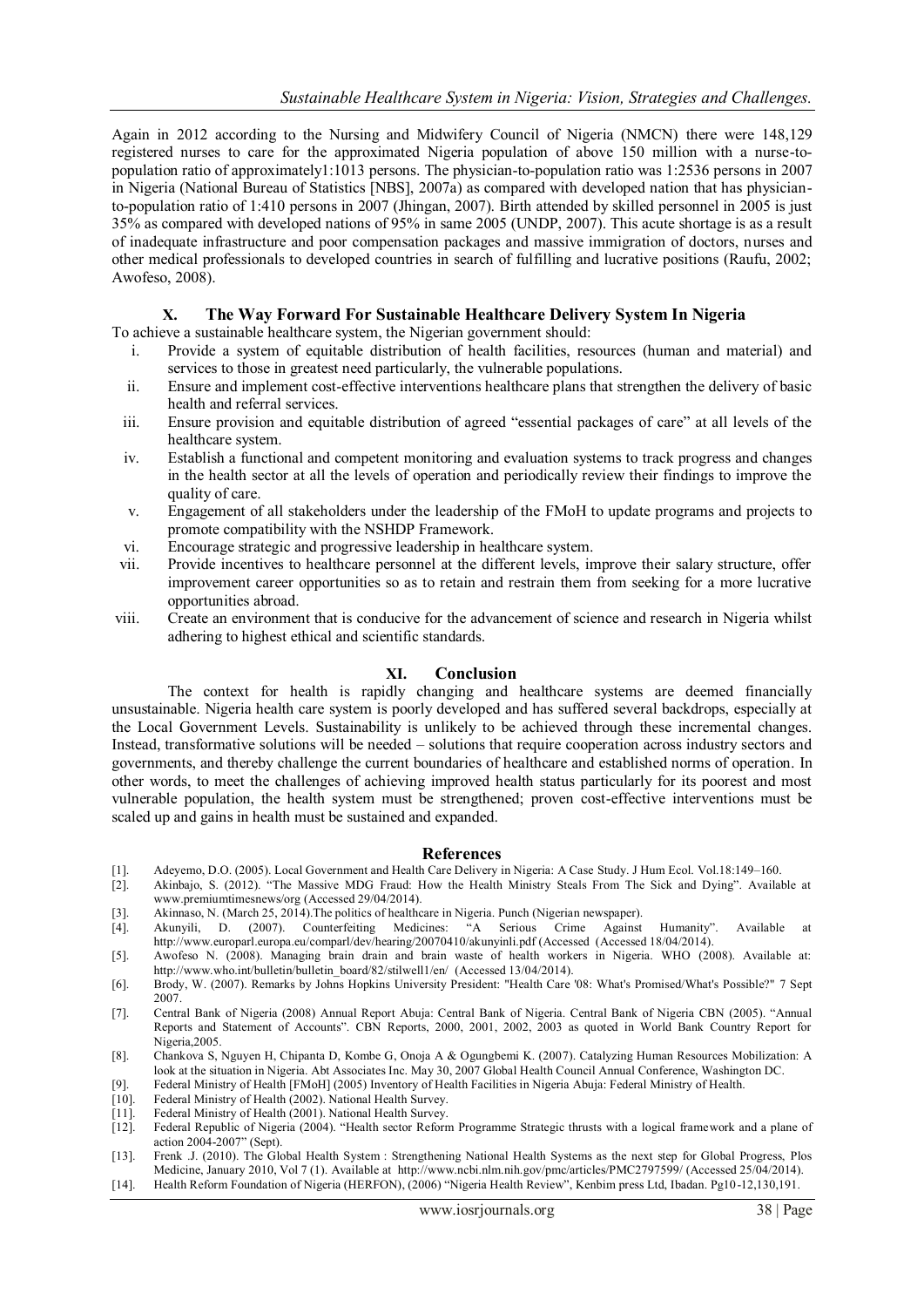Again in 2012 according to the Nursing and Midwifery Council of Nigeria (NMCN) there were 148,129 registered nurses to care for the approximated Nigeria population of above 150 million with a nurse-to-population ratio of approximately1:1013 persons. The physician-to-population ratio was 1:2536 persons in 2007 in Nigeria (National Bureau of Statistics [NBS], 2007a) as compared with developed nation that has physician-to-population ratio of 1:410 persons in 2007 (Jhingan, 2007). Birth attended by skilled personnel in 2005 is just 35% as compared with developed nations of 95% in same 2005 (UNDP, 2007). This acute shortage is as a result of inadequate infrastructure and poor compensation packages and massive immigration of doctors, nurses and other medical professionals to developed countries in search of fulfilling and lucrative positions (Raufu, 2002; Awofeso, 2008).

## X. The Way Forward For Sustainable Healthcare Delivery System In Nigeria

To achieve a sustainable healthcare system, the Nigerian government should:

- i. Provide a system of equitable distribution of health facilities, resources (human and material) and services to those in greatest need particularly, the vulnerable populations.
- ii. Ensure and implement cost-effective interventions healthcare plans that strengthen the delivery of basic health and referral services.
- iii. Ensure provision and equitable distribution of agreed "essential packages of care" at all levels of the healthcare system.
- iv. Establish a functional and competent monitoring and evaluation systems to track progress and changes in the health sector at all the levels of operation and periodically review their findings to improve the quality of care.
- v. Engagement of all stakeholders under the leadership of the FMoH to update programs and projects to promote compatibility with the NSHDP Framework.
- vi. Encourage strategic and progressive leadership in healthcare system.
- vii. Provide incentives to healthcare personnel at the different levels, improve their salary structure, offer improvement career opportunities so as to retain and restrain them from seeking for a more lucrative opportunities abroad.
- viii. Create an environment that is conducive for the advancement of science and research in Nigeria whilst adhering to highest ethical and scientific standards.

## XI. Conclusion

The context for health is rapidly changing and healthcare systems are deemed financially unsustainable. Nigeria health care system is poorly developed and has suffered several backdrops, especially at the Local Government Levels. Sustainability is unlikely to be achieved through these incremental changes. Instead, transformative solutions will be needed – solutions that require cooperation across industry sectors and governments, and thereby challenge the current boundaries of healthcare and established norms of operation. In other words, to meet the challenges of achieving improved health status particularly for its poorest and most vulnerable population, the health system must be strengthened; proven cost-effective interventions must be scaled up and gains in health must be sustained and expanded.

## References

[1]. Adeyemo, D.O. (2005). Local Government and Health Care Delivery in Nigeria: A Case Study. J Hum Ecol. Vol.18:149–160.

[2]. Akinbajo, S. (2012). "The Massive MDG Fraud: How the Health Ministry Steals From The Sick and Dying". Available at www.premiumtimesnews/org (Accessed 29/04/2014).

[3]. Akinnaso, N. (March 25, 2014).The politics of healthcare in Nigeria. Punch (Nigerian newspaper).

[4]. Akunyili, D. (2007). Counterfeiting Medicines: "A Serious Crime Against Humanity". Available at http://www.europarl.europa.eu/comparl/dev/hearing/20070410/akunyinli.pdf (Accessed (Accessed 18/04/2014).

[5]. Awofeso N. (2008). Managing brain drain and brain waste of health workers in Nigeria. WHO (2008). Available at: http://www.who.int/bulletin/bulletin_board/82/stilwell1/en/ (Accessed 13/04/2014).

[6]. Brody, W. (2007). Remarks by Johns Hopkins University President: "Health Care '08: What's Promised/What's Possible?" 7 Sept 2007.

[7]. Central Bank of Nigeria (2008) Annual Report Abuja: Central Bank of Nigeria. Central Bank of Nigeria CBN (2005). "Annual Reports and Statement of Accounts". CBN Reports, 2000, 2001, 2002, 2003 as quoted in World Bank Country Report for Nigeria,2005.

[8]. Chankova S, Nguyen H, Chipanta D, Kombe G, Onoja A & Ogungbemi K. (2007). Catalyzing Human Resources Mobilization: A look at the situation in Nigeria. Abt Associates Inc. May 30, 2007 Global Health Council Annual Conference, Washington DC.

[9]. Federal Ministry of Health [FMoH] (2005) Inventory of Health Facilities in Nigeria Abuja: Federal Ministry of Health.

[10]. Federal Ministry of Health (2002). National Health Survey.

[11]. Federal Ministry of Health (2001). National Health Survey.

[12]. Federal Republic of Nigeria (2004). "Health sector Reform Programme Strategic thrusts with a logical framework and a plane of action 2004-2007" (Sept).

[13]. Frenk .J. (2010). The Global Health System : Strengthening National Health Systems as the next step for Global Progress, Plos Medicine, January 2010, Vol 7 (1). Available at http://www.ncbi.nlm.nih.gov/pmc/articles/PMC2797599/ (Accessed 25/04/2014).

[14]. Health Reform Foundation of Nigeria (HERFON), (2006) "Nigeria Health Review", Kenbim press Ltd, Ibadan. Pg10-12,130,191.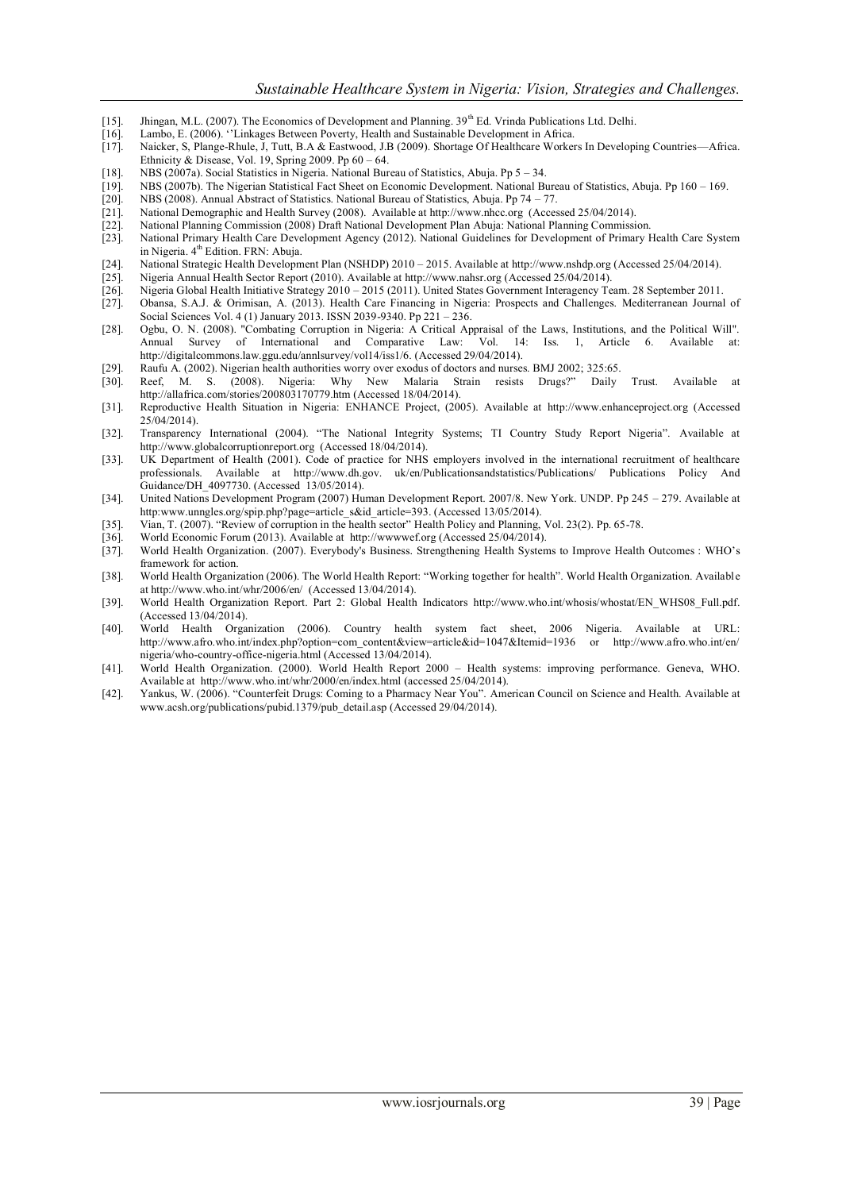[15]. Jhingan, M.L. (2007). The Economics of Development and Planning. 39th Ed. Vrinda Publications Ltd. Delhi.

[16]. Lambo, E. (2006). ''Linkages Between Poverty, Health and Sustainable Development in Africa.

[17]. Naicker, S, Plange-Rhule, J, Tutt, B.A & Eastwood, J.B (2009). Shortage Of Healthcare Workers In Developing Countries—Africa. Ethnicity & Disease, Vol. 19, Spring 2009. Pp 60 – 64.

[18]. NBS (2007a). Social Statistics in Nigeria. National Bureau of Statistics, Abuja. Pp 5 – 34.

[19]. NBS (2007b). The Nigerian Statistical Fact Sheet on Economic Development. National Bureau of Statistics, Abuja. Pp 160 – 169.

[20]. NBS (2008). Annual Abstract of Statistics. National Bureau of Statistics, Abuja. Pp 74 – 77.

[21]. National Demographic and Health Survey (2008). Available at http://www.nhcc.org (Accessed 25/04/2014).

[22]. National Planning Commission (2008) Draft National Development Plan Abuja: National Planning Commission.

[23]. National Primary Health Care Development Agency (2012). National Guidelines for Development of Primary Health Care System in Nigeria. 4th Edition. FRN: Abuja.

[24]. National Strategic Health Development Plan (NSHDP) 2010 – 2015. Available at http://www.nshdp.org (Accessed 25/04/2014).

[25]. Nigeria Annual Health Sector Report (2010). Available at http://www.nahsr.org (Accessed 25/04/2014).

[26]. Nigeria Global Health Initiative Strategy 2010 – 2015 (2011). United States Government Interagency Team. 28 September 2011.

[27]. Obansa, S.A.J. & Orimisan, A. (2013). Health Care Financing in Nigeria: Prospects and Challenges. Mediterranean Journal of Social Sciences Vol. 4 (1) January 2013. ISSN 2039-9340. Pp 221 – 236.

[28]. Ogbu, O. N. (2008). "Combating Corruption in Nigeria: A Critical Appraisal of the Laws, Institutions, and the Political Will". Annual Survey of International and Comparative Law: Vol. 14: Iss. 1, Article 6. Available at: http://digitalcommons.law.ggu.edu/annlsurvey/vol14/iss1/6. (Accessed 29/04/2014).

[29]. Raufu A. (2002). Nigerian health authorities worry over exodus of doctors and nurses. BMJ 2002; 325:65.

[30]. Reef, M. S. (2008). Nigeria: Why New Malaria Strain resists Drugs?" Daily Trust. Available at http://allafrica.com/stories/200803170779.htm (Accessed 18/04/2014).

[31]. Reproductive Health Situation in Nigeria: ENHANCE Project, (2005). Available at http://www.enhanceproject.org (Accessed 25/04/2014).

[32]. Transparency International (2004). "The National Integrity Systems; TI Country Study Report Nigeria". Available at http://www.globalcorruptionreport.org (Accessed 18/04/2014).

[33]. UK Department of Health (2001). Code of practice for NHS employers involved in the international recruitment of healthcare professionals. Available at http://www.dh.gov. uk/en/Publicationsandstatistics/Publications/ Publications Policy And Guidance/DH_4097730. (Accessed 13/05/2014).

[34]. United Nations Development Program (2007) Human Development Report. 2007/8. New York. UNDP. Pp 245 – 279. Available at http:www.unngles.org/spip.php?page=article_s&id_article=393. (Accessed 13/05/2014).

[35]. Vian, T. (2007). "Review of corruption in the health sector" Health Policy and Planning, Vol. 23(2). Pp. 65-78.

[36]. World Economic Forum (2013). Available at http://wwwwef.org (Accessed 25/04/2014).

[37]. World Health Organization. (2007). Everybody's Business. Strengthening Health Systems to Improve Health Outcomes : WHO's framework for action.

[38]. World Health Organization (2006). The World Health Report: "Working together for health". World Health Organization. Available at http://www.who.int/whr/2006/en/ (Accessed 13/04/2014).

[39]. World Health Organization Report. Part 2: Global Health Indicators http://www.who.int/whosis/whostat/EN_WHS08_Full.pdf. (Accessed 13/04/2014).

[40]. World Health Organization (2006). Country health system fact sheet, 2006 Nigeria. Available at URL: http://www.afro.who.int/index.php?option=com_content&view=article&id=1047&Itemid=1936 or http://www.afro.who.int/en/ nigeria/who-country-office-nigeria.html (Accessed 13/04/2014).

[41]. World Health Organization. (2000). World Health Report 2000 – Health systems: improving performance. Geneva, WHO. Available at http://www.who.int/whr/2000/en/index.html (accessed 25/04/2014).

[42]. Yankus, W. (2006). "Counterfeit Drugs: Coming to a Pharmacy Near You". American Council on Science and Health. Available at www.acsh.org/publications/pubid.1379/pub_detail.asp (Accessed 29/04/2014).